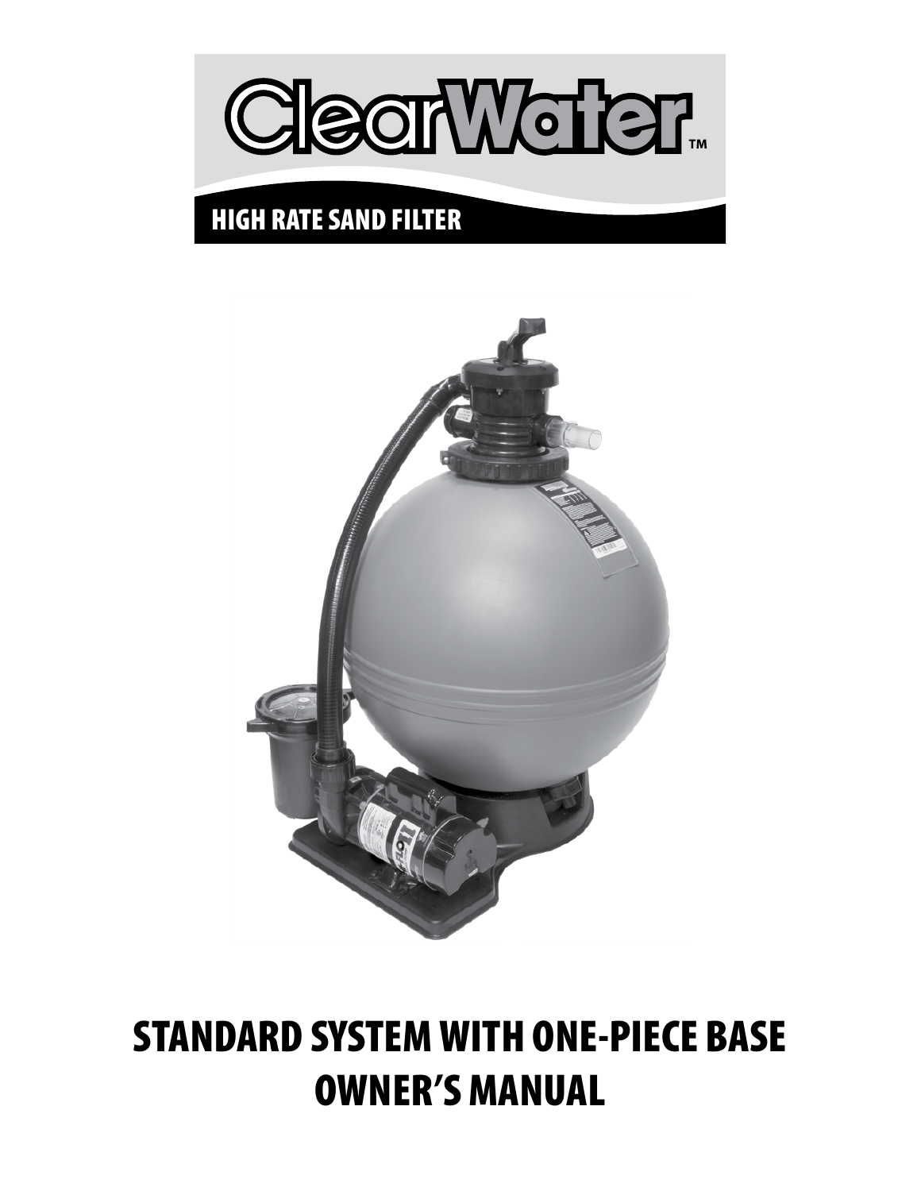# ClearWater™

## HIGH RATE SAND FILTER

# STANDARD SYSTEM WITH ONE-PIECE BASE OWNER'S MANUAL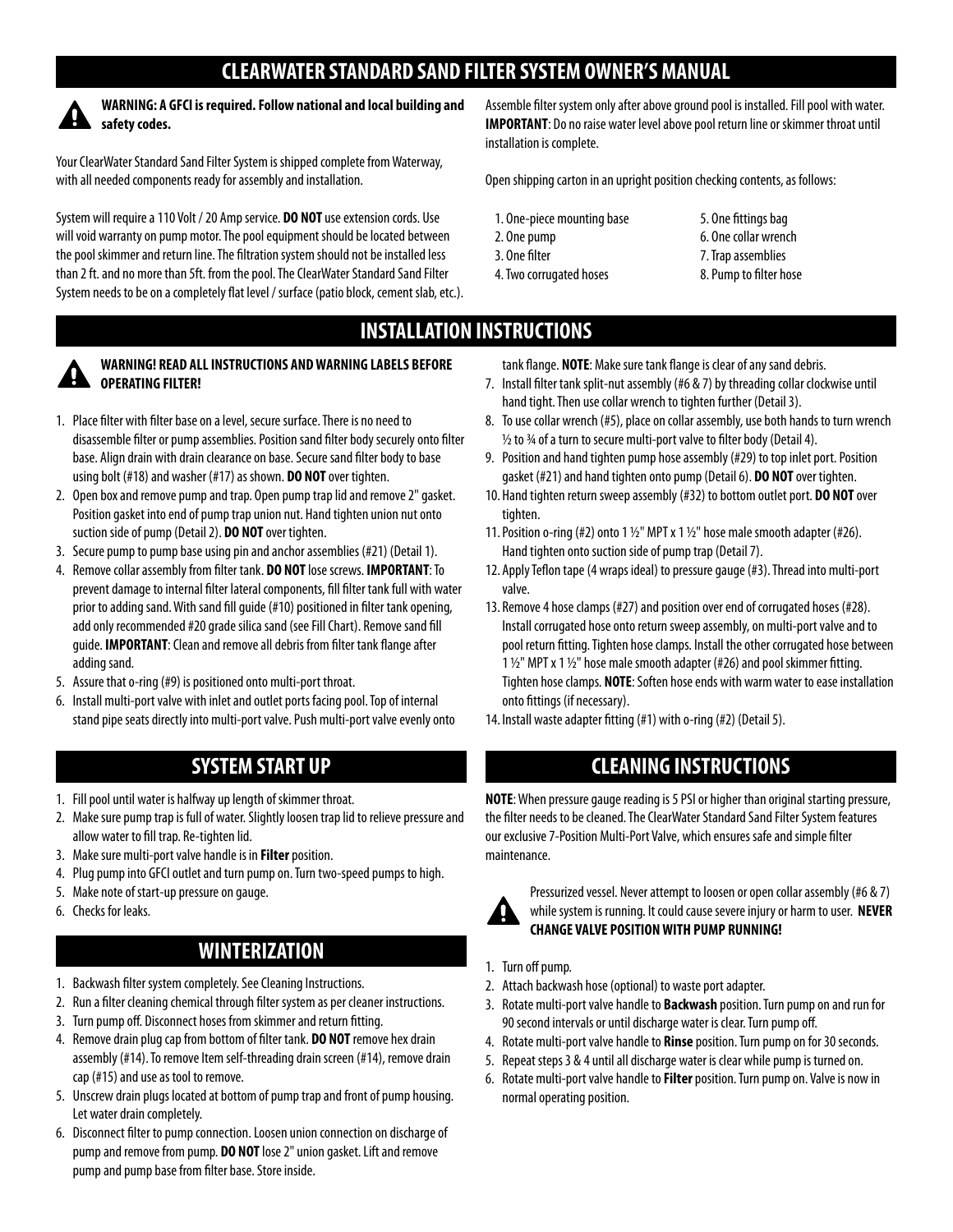# CLEARWATER STANDARD SAND FILTER SYSTEM OWNER'S MANUAL

**WARNING: A GFCI is required. Follow national and local building and safety codes.**

Your ClearWater Standard Sand Filter System is shipped complete from Waterway, with all needed components ready for assembly and installation.

System will require a 110 Volt / 20 Amp service. **DO NOT** use extension cords. Use will void warranty on pump motor. The pool equipment should be located between the pool skimmer and return line. The filtration system should not be installed less than 2 ft. and no more than 5ft. from the pool. The ClearWater Standard Sand Filter System needs to be on a completely flat level / surface (patio block, cement slab, etc.).

Assemble filter system only after above ground pool is installed. Fill pool with water. **IMPORTANT**: Do no raise water level above pool return line or skimmer throat until installation is complete.

Open shipping carton in an upright position checking contents, as follows:

1. One-piece mounting base
2. One pump
3. One filter
4. Two corrugated hoses
5. One fittings bag
6. One collar wrench
7. Trap assemblies
8. Pump to filter hose

## INSTALLATION INSTRUCTIONS

**WARNING! READ ALL INSTRUCTIONS AND WARNING LABELS BEFORE OPERATING FILTER!**

1. Place filter with filter base on a level, secure surface. There is no need to disassemble filter or pump assemblies. Position sand filter body securely onto filter base. Align drain with drain clearance on base. Secure sand filter body to base using bolt (#18) and washer (#17) as shown. **DO NOT** over tighten.
2. Open box and remove pump and trap. Open pump trap lid and remove 2" gasket. Position gasket into end of pump trap union nut. Hand tighten union nut onto suction side of pump (Detail 2). **DO NOT** over tighten.
3. Secure pump to pump base using pin and anchor assemblies (#21) (Detail 1).
4. Remove collar assembly from filter tank. **DO NOT** lose screws. **IMPORTANT**: To prevent damage to internal filter lateral components, fill filter tank full with water prior to adding sand. With sand fill guide (#10) positioned in filter tank opening, add only recommended #20 grade silica sand (see Fill Chart). Remove sand fill guide. **IMPORTANT**: Clean and remove all debris from filter tank flange after adding sand.
5. Assure that o-ring (#9) is positioned onto multi-port throat.
6. Install multi-port valve with inlet and outlet ports facing pool. Top of internal stand pipe seats directly into multi-port valve. Push multi-port valve evenly onto tank flange. **NOTE**: Make sure tank flange is clear of any sand debris.
7. Install filter tank split-nut assembly (#6 & 7) by threading collar clockwise until hand tight. Then use collar wrench to tighten further (Detail 3).
8. To use collar wrench (#5), place on collar assembly, use both hands to turn wrench ½ to ¾ of a turn to secure multi-port valve to filter body (Detail 4).
9. Position and hand tighten pump hose assembly (#29) to top inlet port. Position gasket (#21) and hand tighten onto pump (Detail 6). **DO NOT** over tighten.
10. Hand tighten return sweep assembly (#32) to bottom outlet port. **DO NOT** over tighten.
11. Position o-ring (#2) onto 1 ½" MPT x 1 ½" hose male smooth adapter (#26). Hand tighten onto suction side of pump trap (Detail 7).
12. Apply Teflon tape (4 wraps ideal) to pressure gauge (#3). Thread into multi-port valve.
13. Remove 4 hose clamps (#27) and position over end of corrugated hoses (#28). Install corrugated hose onto return sweep assembly, on multi-port valve and to pool return fitting. Tighten hose clamps. Install the other corrugated hose between 1 ½" MPT x 1 ½" hose male smooth adapter (#26) and pool skimmer fitting. Tighten hose clamps. **NOTE**: Soften hose ends with warm water to ease installation onto fittings (if necessary).
14. Install waste adapter fitting (#1) with o-ring (#2) (Detail 5).

## SYSTEM START UP

1. Fill pool until water is halfway up length of skimmer throat.
2. Make sure pump trap is full of water. Slightly loosen trap lid to relieve pressure and allow water to fill trap. Re-tighten lid.
3. Make sure multi-port valve handle is in **Filter** position.
4. Plug pump into GFCI outlet and turn pump on. Turn two-speed pumps to high.
5. Make note of start-up pressure on gauge.
6. Checks for leaks.

## WINTERIZATION

1. Backwash filter system completely. See Cleaning Instructions.
2. Run a filter cleaning chemical through filter system as per cleaner instructions.
3. Turn pump off. Disconnect hoses from skimmer and return fitting.
4. Remove drain plug cap from bottom of filter tank. **DO NOT** remove hex drain assembly (#14). To remove Item self-threading drain screen (#14), remove drain cap (#15) and use as tool to remove.
5. Unscrew drain plugs located at bottom of pump trap and front of pump housing. Let water drain completely.
6. Disconnect filter to pump connection. Loosen union connection on discharge of pump and remove from pump. **DO NOT** lose 2" union gasket. Lift and remove pump and pump base from filter base. Store inside.

## CLEANING INSTRUCTIONS

**NOTE**: When pressure gauge reading is 5 PSI or higher than original starting pressure, the filter needs to be cleaned. The ClearWater Standard Sand Filter System features our exclusive 7-Position Multi-Port Valve, which ensures safe and simple filter maintenance.

Pressurized vessel. Never attempt to loosen or open collar assembly (#6 & 7) while system is running. It could cause severe injury or harm to user. **NEVER CHANGE VALVE POSITION WITH PUMP RUNNING!**

1. Turn off pump.
2. Attach backwash hose (optional) to waste port adapter.
3. Rotate multi-port valve handle to **Backwash** position. Turn pump on and run for 90 second intervals or until discharge water is clear. Turn pump off.
4. Rotate multi-port valve handle to **Rinse** position. Turn pump on for 30 seconds.
5. Repeat steps 3 & 4 until all discharge water is clear while pump is turned on.
6. Rotate multi-port valve handle to **Filter** position. Turn pump on. Valve is now in normal operating position.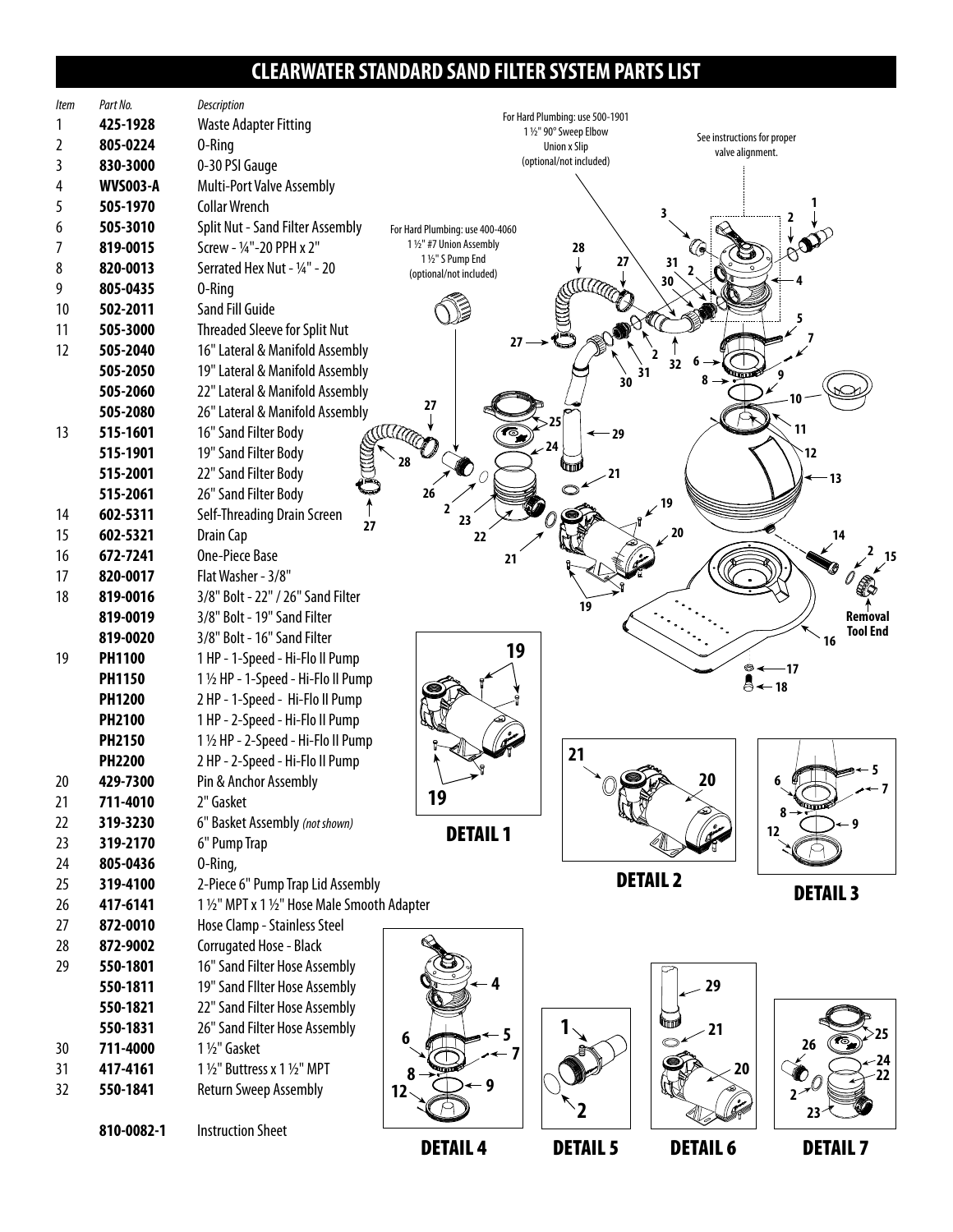# CLEARWATER STANDARD SAND FILTER SYSTEM PARTS LIST

| *Item* | *Part No.* | *Description* |
|---|---|---|
| 1 | **425-1928** | Waste Adapter Fitting |
| 2 | **805-0224** | O-Ring |
| 3 | **830-3000** | 0-30 PSI Gauge |
| 4 | **WVS003-A** | Multi-Port Valve Assembly |
| 5 | **505-1970** | Collar Wrench |
| 6 | **505-3010** | Split Nut - Sand Filter Assembly |
| 7 | **819-0015** | Screw - ¼"-20 PPH x 2" |
| 8 | **820-0013** | Serrated Hex Nut - ¼" - 20 |
| 9 | **805-0435** | O-Ring |
| 10 | **502-2011** | Sand Fill Guide |
| 11 | **505-3000** | Threaded Sleeve for Split Nut |
| 12 | **505-2040** | 16" Lateral & Manifold Assembly |
| | **505-2050** | 19" Lateral & Manifold Assembly |
| | **505-2060** | 22" Lateral & Manifold Assembly |
| | **505-2080** | 26" Lateral & Manifold Assembly |
| 13 | **515-1601** | 16" Sand Filter Body |
| | **515-1901** | 19" Sand Filter Body |
| | **515-2001** | 22" Sand Filter Body |
| | **515-2061** | 26" Sand Filter Body |
| 14 | **602-5311** | Self-Threading Drain Screen |
| 15 | **602-5321** | Drain Cap |
| 16 | **672-7241** | One-Piece Base |
| 17 | **820-0017** | Flat Washer - 3/8" |
| 18 | **819-0016** | 3/8" Bolt - 22" / 26" Sand Filter |
| | **819-0019** | 3/8" Bolt - 19" Sand Filter |
| | **819-0020** | 3/8" Bolt - 16" Sand Filter |
| 19 | **PH1100** | 1 HP - 1-Speed - Hi-Flo II Pump |
| | **PH1150** | 1 ½ HP - 1-Speed - Hi-Flo II Pump |
| | **PH1200** | 2 HP - 1-Speed - Hi-Flo II Pump |
| | **PH2100** | 1 HP - 2-Speed - Hi-Flo II Pump |
| | **PH2150** | 1 ½ HP - 2-Speed - Hi-Flo II Pump |
| | **PH2200** | 2 HP - 2-Speed - Hi-Flo II Pump |
| 20 | **429-7300** | Pin & Anchor Assembly |
| 21 | **711-4010** | 2" Gasket |
| 22 | **319-3230** | 6" Basket Assembly *(not shown)* |
| 23 | **319-2170** | 6" Pump Trap |
| 24 | **805-0436** | O-Ring, |
| 25 | **319-4100** | 2-Piece 6" Pump Trap Lid Assembly |
| 26 | **417-6141** | 1 ½" MPT x 1 ½" Hose Male Smooth Adapter |
| 27 | **872-0010** | Hose Clamp - Stainless Steel |
| 28 | **872-9002** | Corrugated Hose - Black |
| 29 | **550-1801** | 16" Sand Filter Hose Assembly |
| | **550-1811** | 19" Sand FIlter Hose Assembly |
| | **550-1821** | 22" Sand Filter Hose Assembly |
| | **550-1831** | 26" Sand Filter Hose Assembly |
| 30 | **711-4000** | 1 ½" Gasket |
| 31 | **417-4161** | 1 ½" Buttress x 1 ½" MPT |
| 32 | **550-1841** | Return Sweep Assembly |
| | **810-0082-1** | Instruction Sheet |

For Hard Plumbing: use 500-1901
1 ½" 90° Sweep Elbow
Union x Slip
(optional/not included)

See instructions for proper valve alignment.

For Hard Plumbing: use 400-4060
1 ½" #7 Union Assembly
1 ½" S Pump End
(optional/not included)

Removal Tool End

**DETAIL 1**

**DETAIL 2**

**DETAIL 3**

**DETAIL 4**

**DETAIL 5**

**DETAIL 6**

**DETAIL 7**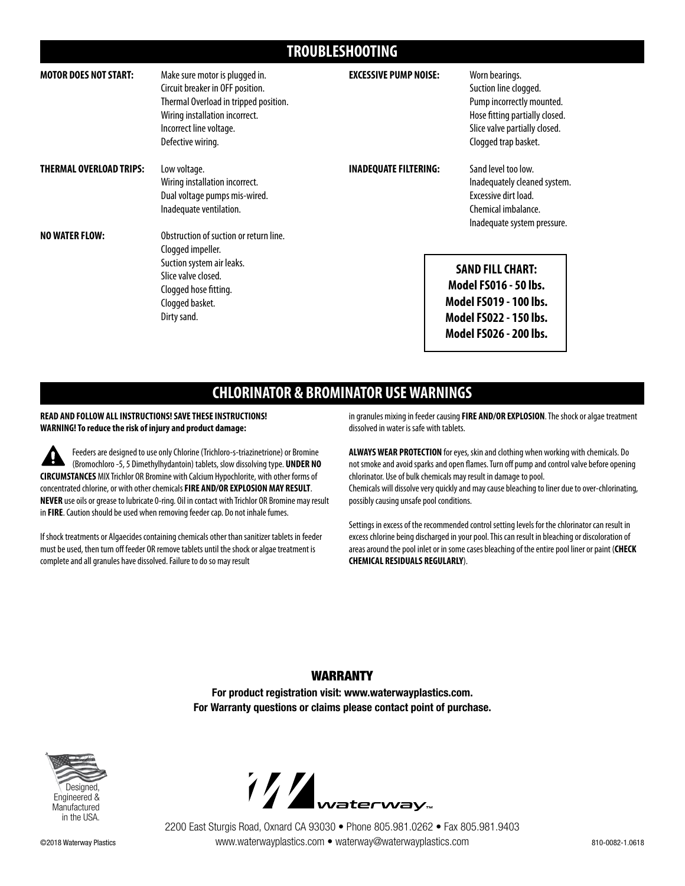## TROUBLESHOOTING

**MOTOR DOES NOT START:**
- Make sure motor is plugged in.
- Circuit breaker in OFF position.
- Thermal Overload in tripped position.
- Wiring installation incorrect.
- Incorrect line voltage.
- Defective wiring.

**THERMAL OVERLOAD TRIPS:**
- Low voltage.
- Wiring installation incorrect.
- Dual voltage pumps mis-wired.
- Inadequate ventilation.

**NO WATER FLOW:**
- Obstruction of suction or return line.
- Clogged impeller.
- Suction system air leaks.
- Slice valve closed.
- Clogged hose fitting.
- Clogged basket.
- Dirty sand.

**EXCESSIVE PUMP NOISE:**
- Worn bearings.
- Suction line clogged.
- Pump incorrectly mounted.
- Hose fitting partially closed.
- Slice valve partially closed.
- Clogged trap basket.

**INADEQUATE FILTERING:**
- Sand level too low.
- Inadequately cleaned system.
- Excessive dirt load.
- Chemical imbalance.
- Inadequate system pressure.

**SAND FILL CHART:**
**Model FS016 - 50 lbs.**
**Model FS019 - 100 lbs.**
**Model FS022 - 150 lbs.**
**Model FS026 - 200 lbs.**

## CHLORINATOR & BROMINATOR USE WARNINGS

**READ AND FOLLOW ALL INSTRUCTIONS! SAVE THESE INSTRUCTIONS!**
**WARNING! To reduce the risk of injury and product damage:**

Feeders are designed to use only Chlorine (Trichloro-s-triazinetrione) or Bromine (Bromochloro -5, 5 Dimethylhydantoin) tablets, slow dissolving type. **UNDER NO CIRCUMSTANCES** MIX Trichlor OR Bromine with Calcium Hypochlorite, with other forms of concentrated chlorine, or with other chemicals **FIRE AND/OR EXPLOSION MAY RESULT**. **NEVER** use oils or grease to lubricate O-ring. Oil in contact with Trichlor OR Bromine may result in **FIRE**. Caution should be used when removing feeder cap. Do not inhale fumes.

If shock treatments or Algaecides containing chemicals other than sanitizer tablets in feeder must be used, then turn off feeder OR remove tablets until the shock or algae treatment is complete and all granules have dissolved. Failure to do so may result in granules mixing in feeder causing **FIRE AND/OR EXPLOSION**. The shock or algae treatment dissolved in water is safe with tablets.

**ALWAYS WEAR PROTECTION** for eyes, skin and clothing when working with chemicals. Do not smoke and avoid sparks and open flames. Turn off pump and control valve before opening chlorinator. Use of bulk chemicals may result in damage to pool.
Chemicals will dissolve very quickly and may cause bleaching to liner due to over-chlorinating, possibly causing unsafe pool conditions.

Settings in excess of the recommended control setting levels for the chlorinator can result in excess chlorine being discharged in your pool. This can result in bleaching or discoloration of areas around the pool inlet or in some cases bleaching of the entire pool liner or paint (**CHECK CHEMICAL RESIDUALS REGULARLY**).

### WARRANTY

**For product registration visit: www.waterwayplastics.com.**
**For Warranty questions or claims please contact point of purchase.**

Designed, Engineered & Manufactured in the USA.

waterway™

2200 East Sturgis Road, Oxnard CA 93030 • Phone 805.981.0262 • Fax 805.981.9403
www.waterwayplastics.com • waterway@waterwayplastics.com

©2018 Waterway Plastics

810-0082-1.0618